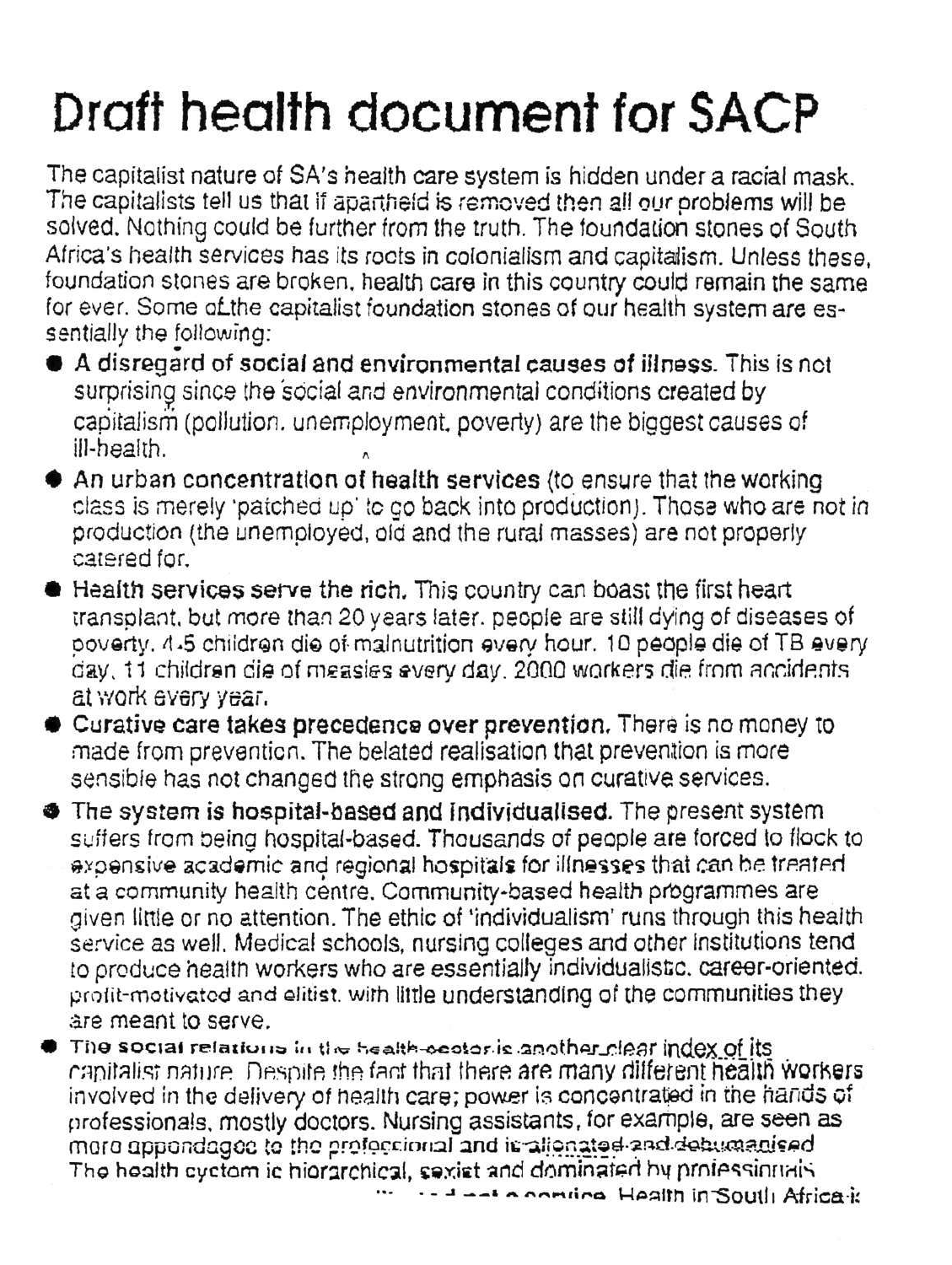# Draft health document for SACP

The capitalist nature of SA's health care system is hidden under a racial mask. The capitalists tell us that if apartheid is removed then all our problems will be solved. Nothing could be further from the truth. The foundation stones of South Africa's health services has its roots in colonialism and capitalism. Unless these, foundation stones are broken, health care in this country could remain the same for ever. Some of the capitalist foundation stones of our health system are essentially the following:

- **A disregard of social and environmental causes of illness.** This is not surprising since the social and environmental conditions created by capitalism (pollution, unemployment, poverty) are the biggest causes of ill-health.
- **An urban concentration of health services** (to ensure that the working class is merely 'patched up' to go back into production). Those who are not in production (the unemployed, old and the rural masses) are not properly catered for.
- **Health services serve the rich.** This country can boast the first heart transplant, but more than 20 years later, people are still dying of diseases of poverty. 4.5 children die of malnutrition every hour. 10 people die of TB every day, 11 children die of measles every day. 2000 workers die from accidents at work every year.
- **Curative care takes precedence over prevention.** There is no money to made from prevention. The belated realisation that prevention is more sensible has not changed the strong emphasis on curative services.
- **The system is hospital-based and individualised.** The present system suffers from being hospital-based. Thousands of people are forced to flock to expensive academic and regional hospitals for illnesses that can be treated at a community health centre. Community-based health programmes are given little or no attention. The ethic of 'individualism' runs through this health service as well. Medical schools, nursing colleges and other institutions tend to produce health workers who are essentially individualistic, career-oriented, profit-motivated and elitist, with little understanding of the communities they are meant to serve.
- **The social relations in the health-sector** is another clear index of its capitalist nature. Despite the fact that there are many different health workers involved in the delivery of health care; power is concentrated in the hands of professionals, mostly doctors. Nursing assistants, for example, are seen as more appendages to the professional and is alienated and dehumanised. The health system is hierarchical, sexist and dominated by professionals ... and not a service. Health in South Africa is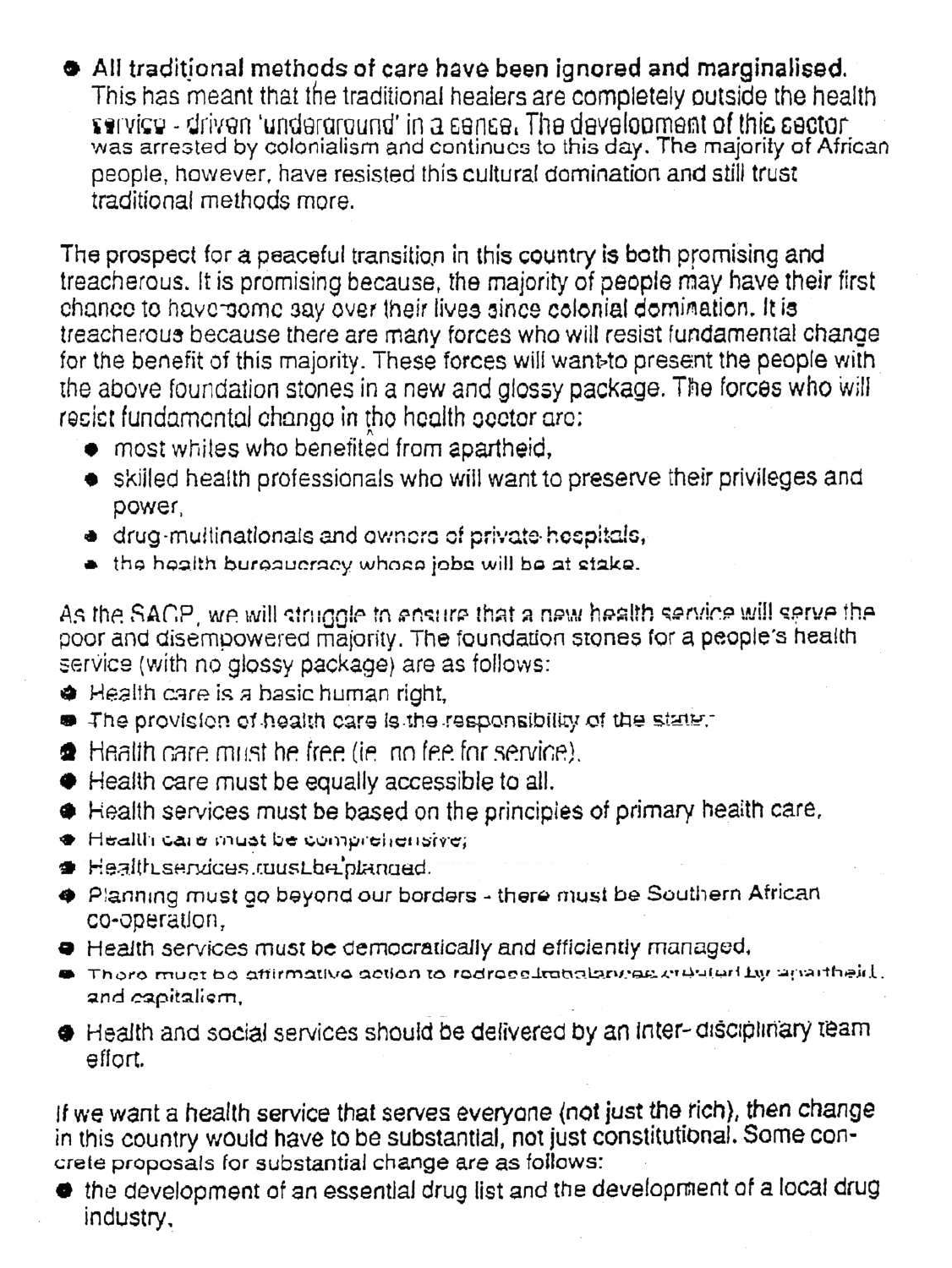- All traditional methods of care have been ignored and marginalised. This has meant that the traditional healers are completely outside the health service - driven 'underground' in a sense. The development of this sector was arrested by colonialism and continues to this day. The majority of African people, however, have resisted this cultural domination and still trust traditional methods more.

The prospect for a peaceful transition in this country is both promising and treacherous. It is promising because, the majority of people may have their first chance to have some say over their lives since colonial domination. It is treacherous because there are many forces who will resist fundamental change for the benefit of this majority. These forces will want to present the people with the above foundation stones in a new and glossy package. The forces who will resist fundamental change in the health sector are:

- most whites who benefited from apartheid,
- skilled health professionals who will want to preserve their privileges and power,
- drug-multinationals and owners of private hospitals,
- the health bureaucracy whose jobs will be at stake.

As the SACP, we will struggle to ensure that a new health service will serve the poor and disempowered majority. The foundation stones for a people's health service (with no glossy package) are as follows:

- Health care is a basic human right,
- The provision of health care is the responsibility of the state,
- Health care must be free (ie. no fee for service).
- Health care must be equally accessible to all.
- Health services must be based on the principles of primary health care,
- Health care must be comprehensive;
- Health services must be planned.
- Planning must go beyond our borders - there must be Southern African co-operation,
- Health services must be democratically and efficiently managed,
- There must be affirmative action to redress imbalances created by apartheid and capitalism,
- Health and social services should be delivered by an inter-disciplinary team effort.

If we want a health service that serves everyone (not just the rich), then change in this country would have to be substantial, not just constitutional. Some concrete proposals for substantial change are as follows:

- the development of an essential drug list and the development of a local drug industry,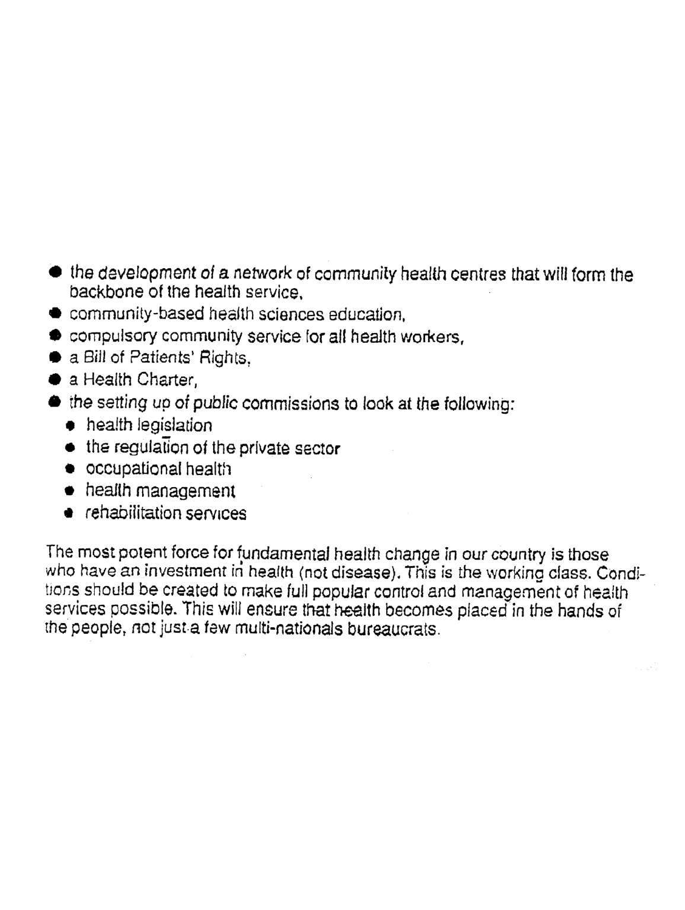- the development of a network of community health centres that will form the backbone of the health service,
- community-based health sciences education,
- compulsory community service for all health workers,
- a Bill of Patients' Rights,
- a Health Charter,
- the setting up of public commissions to look at the following:
  - health legislation
  - the regulation of the private sector
  - occupational health
  - health management
  - rehabilitation services

The most potent force for fundamental health change in our country is those who have an investment in health (not disease). This is the working class. Conditions should be created to make full popular control and management of health services possible. This will ensure that health becomes placed in the hands of the people, not just a few multi-nationals bureaucrats.